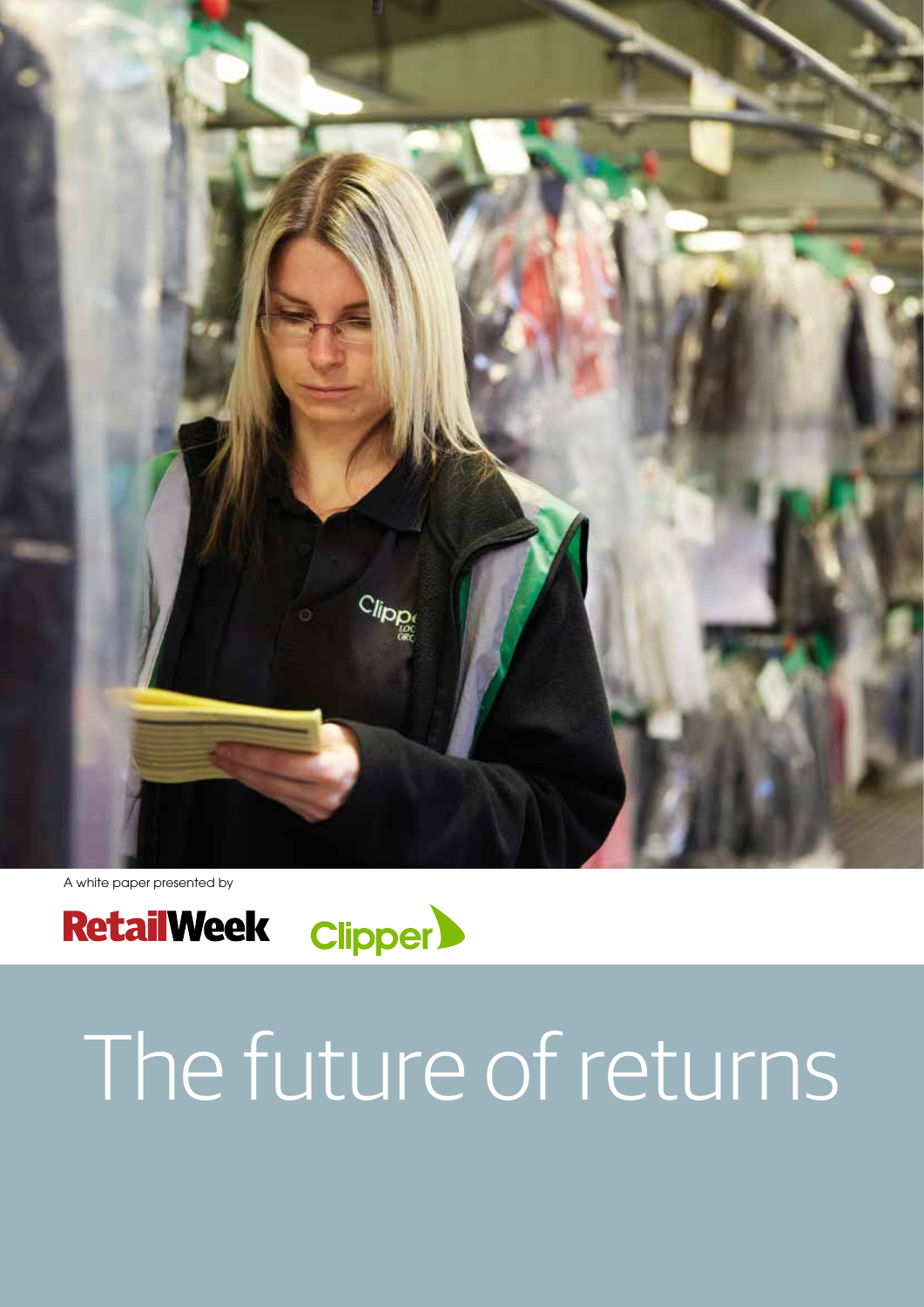A white paper presented by

RetailWeek Clipper

# The future of returns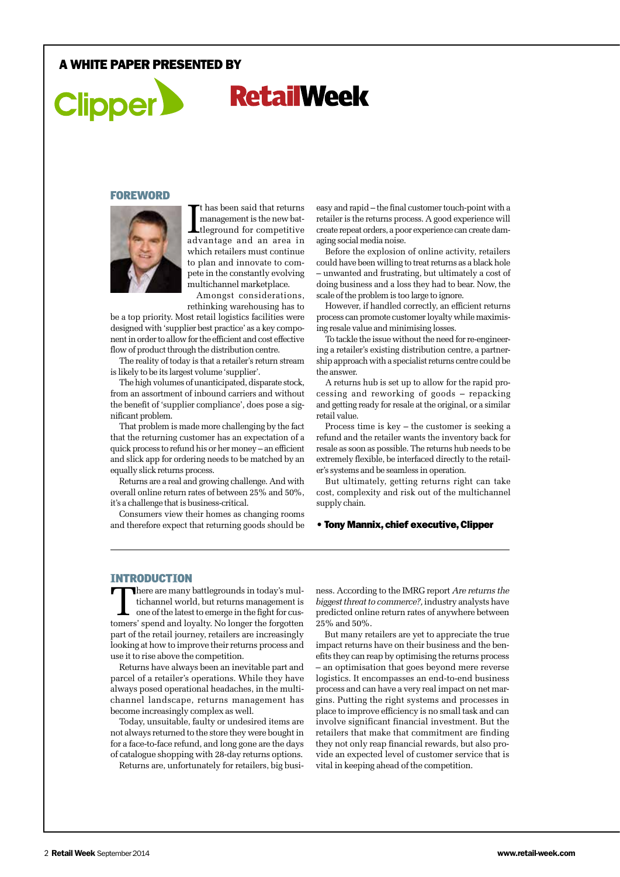A WHITE PAPER PRESENTED BY

Clipper

RetailWeek

## FOREWORD

It has been said that returns management is the new battleground for competitive advantage and an area in which retailers must continue to plan and innovate to compete in the constantly evolving multichannel marketplace.

Amongst considerations, rethinking warehousing has to be a top priority. Most retail logistics facilities were designed with 'supplier best practice' as a key component in order to allow for the efficient and cost effective flow of product through the distribution centre.

The reality of today is that a retailer's return stream is likely to be its largest volume 'supplier'.

The high volumes of unanticipated, disparate stock, from an assortment of inbound carriers and without the benefit of 'supplier compliance', does pose a significant problem.

That problem is made more challenging by the fact that the returning customer has an expectation of a quick process to refund his or her money – an efficient and slick app for ordering needs to be matched by an equally slick returns process.

Returns are a real and growing challenge. And with overall online return rates of between 25% and 50%, it's a challenge that is business-critical.

Consumers view their homes as changing rooms and therefore expect that returning goods should be easy and rapid – the final customer touch-point with a retailer is the returns process. A good experience will create repeat orders, a poor experience can create damaging social media noise.

Before the explosion of online activity, retailers could have been willing to treat returns as a black hole – unwanted and frustrating, but ultimately a cost of doing business and a loss they had to bear. Now, the scale of the problem is too large to ignore.

However, if handled correctly, an efficient returns process can promote customer loyalty while maximising resale value and minimising losses.

To tackle the issue without the need for re-engineering a retailer's existing distribution centre, a partnership approach with a specialist returns centre could be the answer.

A returns hub is set up to allow for the rapid processing and reworking of goods – repacking and getting ready for resale at the original, or a similar retail value.

Process time is key – the customer is seeking a refund and the retailer wants the inventory back for resale as soon as possible. The returns hub needs to be extremely flexible, be interfaced directly to the retailer's systems and be seamless in operation.

But ultimately, getting returns right can take cost, complexity and risk out of the multichannel supply chain.

**• Tony Mannix, chief executive, Clipper**

## INTRODUCTION

There are many battlegrounds in today's multichannel world, but returns management is one of the latest to emerge in the fight for customers' spend and loyalty. No longer the forgotten part of the retail journey, retailers are increasingly looking at how to improve their returns process and use it to rise above the competition.

Returns have always been an inevitable part and parcel of a retailer's operations. While they have always posed operational headaches, in the multichannel landscape, returns management has become increasingly complex as well.

Today, unsuitable, faulty or undesired items are not always returned to the store they were bought in for a face-to-face refund, and long gone are the days of catalogue shopping with 28-day returns options.

Returns are, unfortunately for retailers, big business. According to the IMRG report *Are returns the biggest threat to commerce?*, industry analysts have predicted online return rates of anywhere between 25% and 50%.

But many retailers are yet to appreciate the true impact returns have on their business and the benefits they can reap by optimising the returns process – an optimisation that goes beyond mere reverse logistics. It encompasses an end-to-end business process and can have a very real impact on net margins. Putting the right systems and processes in place to improve efficiency is no small task and can involve significant financial investment. But the retailers that make that commitment are finding they not only reap financial rewards, but also provide an expected level of customer service that is vital in keeping ahead of the competition.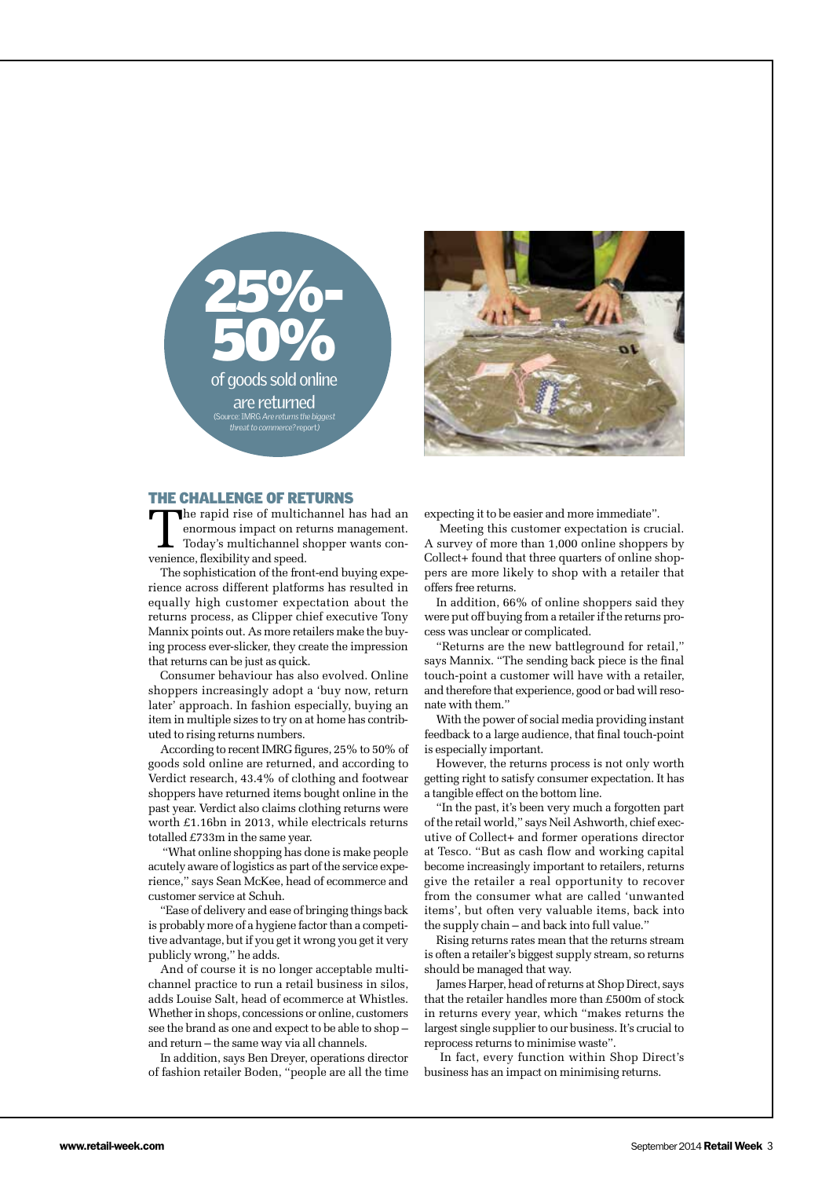**25%-50%**

of goods sold online are returned

(Source: IMRG *Are returns the biggest threat to commerce?* report)

## THE CHALLENGE OF RETURNS

The rapid rise of multichannel has had an enormous impact on returns management. Today's multichannel shopper wants convenience, flexibility and speed.

The sophistication of the front-end buying experience across different platforms has resulted in equally high customer expectation about the returns process, as Clipper chief executive Tony Mannix points out. As more retailers make the buying process ever-slicker, they create the impression that returns can be just as quick.

Consumer behaviour has also evolved. Online shoppers increasingly adopt a 'buy now, return later' approach. In fashion especially, buying an item in multiple sizes to try on at home has contributed to rising returns numbers.

According to recent IMRG figures, 25% to 50% of goods sold online are returned, and according to Verdict research, 43.4% of clothing and footwear shoppers have returned items bought online in the past year. Verdict also claims clothing returns were worth £1.16bn in 2013, while electricals returns totalled £733m in the same year.

"What online shopping has done is make people acutely aware of logistics as part of the service experience," says Sean McKee, head of ecommerce and customer service at Schuh.

"Ease of delivery and ease of bringing things back is probably more of a hygiene factor than a competitive advantage, but if you get it wrong you get it very publicly wrong," he adds.

And of course it is no longer acceptable multichannel practice to run a retail business in silos, adds Louise Salt, head of ecommerce at Whistles. Whether in shops, concessions or online, customers see the brand as one and expect to be able to shop – and return – the same way via all channels.

In addition, says Ben Dreyer, operations director of fashion retailer Boden, "people are all the time expecting it to be easier and more immediate".

Meeting this customer expectation is crucial. A survey of more than 1,000 online shoppers by Collect+ found that three quarters of online shoppers are more likely to shop with a retailer that offers free returns.

In addition, 66% of online shoppers said they were put off buying from a retailer if the returns process was unclear or complicated.

"Returns are the new battleground for retail," says Mannix. "The sending back piece is the final touch-point a customer will have with a retailer, and therefore that experience, good or bad will resonate with them."

With the power of social media providing instant feedback to a large audience, that final touch-point is especially important.

However, the returns process is not only worth getting right to satisfy consumer expectation. It has a tangible effect on the bottom line.

"In the past, it's been very much a forgotten part of the retail world," says Neil Ashworth, chief executive of Collect+ and former operations director at Tesco. "But as cash flow and working capital become increasingly important to retailers, returns give the retailer a real opportunity to recover from the consumer what are called 'unwanted items', but often very valuable items, back into the supply chain – and back into full value."

Rising returns rates mean that the returns stream is often a retailer's biggest supply stream, so returns should be managed that way.

James Harper, head of returns at Shop Direct, says that the retailer handles more than £500m of stock in returns every year, which "makes returns the largest single supplier to our business. It's crucial to reprocess returns to minimise waste".

In fact, every function within Shop Direct's business has an impact on minimising returns.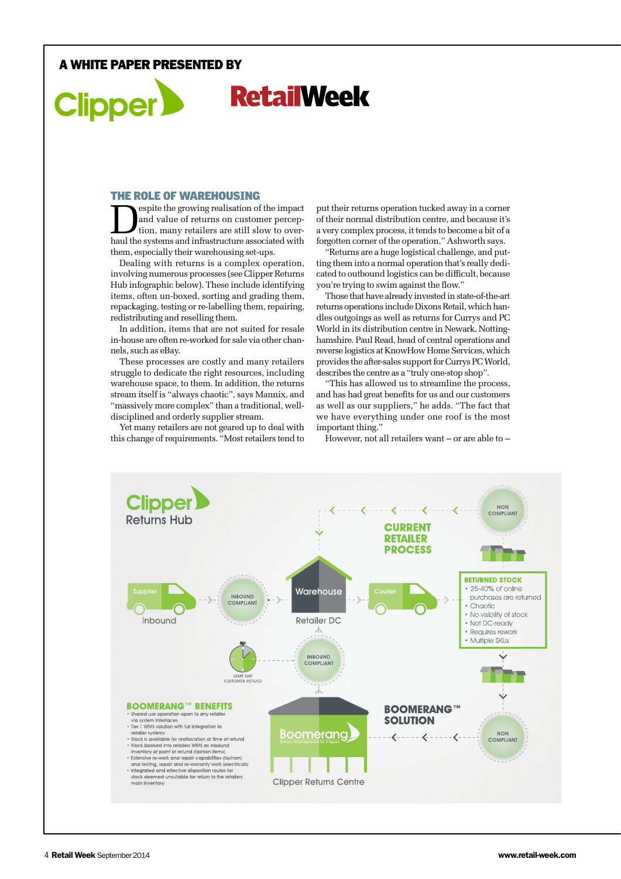A WHITE PAPER PRESENTED BY

Clipper RetailWeek

## THE ROLE OF WAREHOUSING

Despite the growing realisation of the impact and value of returns on customer perception, many retailers are still slow to overhaul the systems and infrastructure associated with them, especially their warehousing set-ups.

Dealing with returns is a complex operation, involving numerous processes (see Clipper Returns Hub infographic below). These include identifying items, often un-boxed, sorting and grading them, repackaging, testing or re-labelling them, repairing, redistributing and reselling them.

In addition, items that are not suited for resale in-house are often re-worked for sale via other channels, such as eBay.

These processes are costly and many retailers struggle to dedicate the right resources, including warehouse space, to them. In addition, the returns stream itself is "always chaotic", says Mannix, and "massively more complex" than a traditional, well-disciplined and orderly supplier stream.

Yet many retailers are not geared up to deal with this change of requirements. "Most retailers tend to put their returns operation tucked away in a corner of their normal distribution centre, and because it's a very complex process, it tends to become a bit of a forgotten corner of the operation," Ashworth says.

"Returns are a huge logistical challenge, and putting them into a normal operation that's really dedicated to outbound logistics can be difficult, because you're trying to swim against the flow."

Those that have already invested in state-of-the-art returns operations include Dixons Retail, which handles outgoings as well as returns for Currys and PC World in its distribution centre in Newark, Nottinghamshire. Paul Read, head of central operations and reverse logistics at KnowHow Home Services, which provides the after-sales support for Currys PC World, describes the centre as a "truly one-stop shop".

"This has allowed us to streamline the process, and has had great benefits for us and our customers as well as our suppliers," he adds. "The fact that we have everything under one roof is the most important thing."

However, not all retailers want – or are able to –

---

**Clipper Returns Hub**

**CURRENT RETAILER PROCESS**

Supplier → Inbound → INBOUND COMPLIANT → Warehouse (Retailer DC) ← Courier ← NON COMPLIANT

**RETURNED STOCK**
- 25-40% of online purchases are returned
- Chaotic
- No visibility of stock
- Not DC-ready
- Requires rework
- Multiple SKUs

SAME DAY CUSTOMER REFUND

INBOUND COMPLIANT

**BOOMERANG™ SOLUTION**

NON COMPLIANT → Boomerang (Returns Management by Clipper) – Clipper Returns Centre

**BOOMERANG™ BENEFITS**
- Shared use operation open to any retailer via system interfaces
- Tier 1 WMS solution with full integration to retailer systems
- Stock is available for reallocation at time of refund
- Stock booked into retailers WMS as inbound inventory at point of refund (fashion items)
- Extensive re-work and repair capabilities (fashion) and testing, repair and re-warranty work (electricals)
- Integrated and effective disposition routes for stock deemed unsuitable for return to the retailers main inventory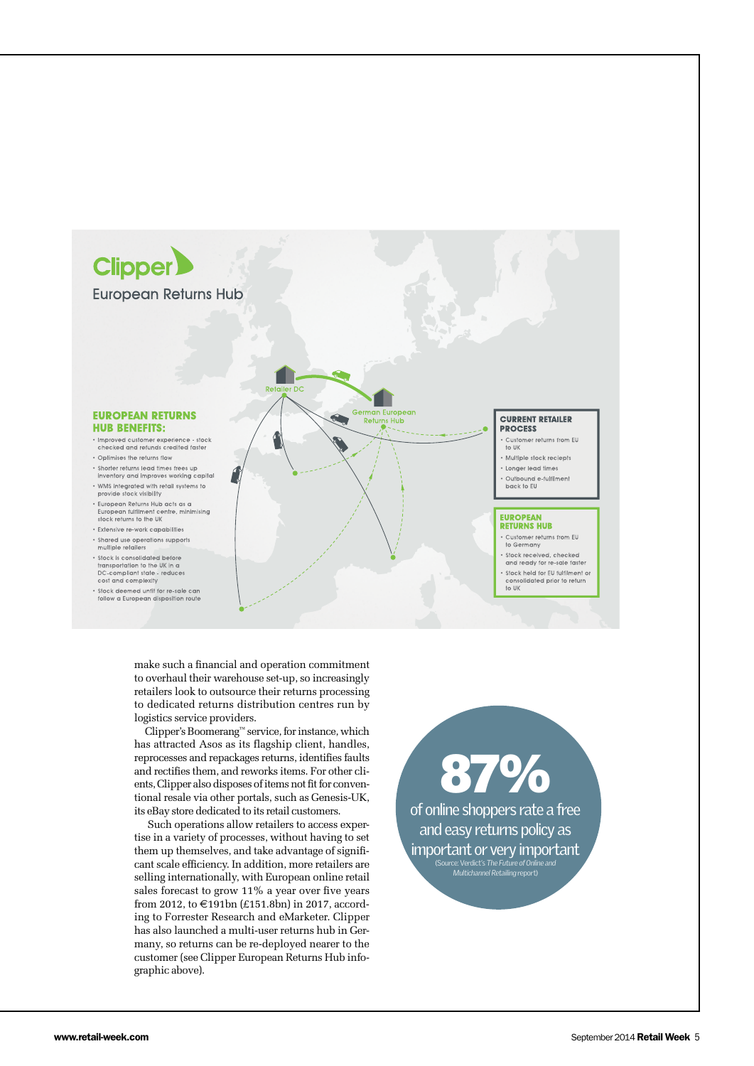## Clipper

### European Returns Hub

Retailer DC

German European Returns Hub

**EUROPEAN RETURNS HUB BENEFITS:**

- Improved customer experience - stock checked and refunds credited faster
- Optimises the returns flow
- Shorter returns lead times frees up inventory and improves working capital
- WMS integrated with retail systems to provide stock visibility
- European Returns Hub acts as a European fulfilment centre, minimising stock returns to the UK
- Extensive re-work capabilities
- Shared use operations supports multiple retailers
- Stock is consolidated before transportation to the UK in a DC-compliant state - reduces cost and complexity
- Stock deemed unfit for re-sale can follow a European disposition route

**CURRENT RETAILER PROCESS**

- Customer returns from EU to UK
- Multiple stock reciepts
- Longer lead times
- Outbound e-fulfilment back to EU

**EUROPEAN RETURNS HUB**

- Customer returns from EU to Germany
- Stock received, checked and ready for re-sale faster
- Stock held for EU fulfilment or consolidated prior to return to UK

make such a financial and operation commitment to overhaul their warehouse set-up, so increasingly retailers look to outsource their returns processing to dedicated returns distribution centres run by logistics service providers.

Clipper's Boomerang™ service, for instance, which has attracted Asos as its flagship client, handles, reprocesses and repackages returns, identifies faults and rectifies them, and reworks items. For other clients, Clipper also disposes of items not fit for conventional resale via other portals, such as Genesis-UK, its eBay store dedicated to its retail customers.

Such operations allow retailers to access expertise in a variety of processes, without having to set them up themselves, and take advantage of significant scale efficiency. In addition, more retailers are selling internationally, with European online retail sales forecast to grow 11% a year over five years from 2012, to €191bn (£151.8bn) in 2017, according to Forrester Research and eMarketer. Clipper has also launched a multi-user returns hub in Germany, so returns can be re-deployed nearer to the customer (see Clipper European Returns Hub infographic above).

**87%**

of online shoppers rate a free and easy returns policy as important or very important

(Source: Verdict's *The Future of Online and Multichannel Retailing* report)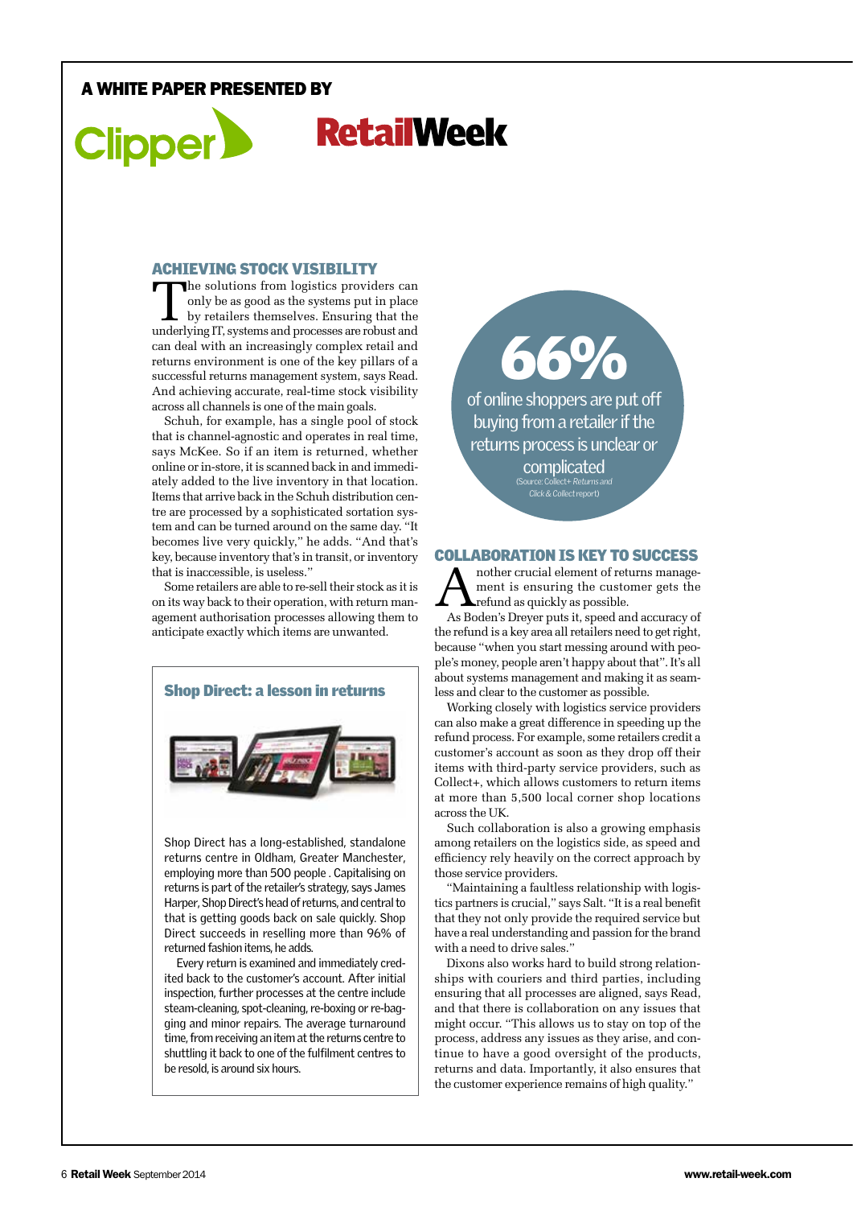A WHITE PAPER PRESENTED BY

Clipper RetailWeek

## ACHIEVING STOCK VISIBILITY

The solutions from logistics providers can only be as good as the systems put in place by retailers themselves. Ensuring that the underlying IT, systems and processes are robust and can deal with an increasingly complex retail and returns environment is one of the key pillars of a successful returns management system, says Read. And achieving accurate, real-time stock visibility across all channels is one of the main goals.

Schuh, for example, has a single pool of stock that is channel-agnostic and operates in real time, says McKee. So if an item is returned, whether online or in-store, it is scanned back in and immediately added to the live inventory in that location. Items that arrive back in the Schuh distribution centre are processed by a sophisticated sortation system and can be turned around on the same day. "It becomes live very quickly," he adds. "And that's key, because inventory that's in transit, or inventory that is inaccessible, is useless."

Some retailers are able to re-sell their stock as it is on its way back to their operation, with return management authorisation processes allowing them to anticipate exactly which items are unwanted.

### Shop Direct: a lesson in returns

Shop Direct has a long-established, standalone returns centre in Oldham, Greater Manchester, employing more than 500 people . Capitalising on returns is part of the retailer's strategy, says James Harper, Shop Direct's head of returns, and central to that is getting goods back on sale quickly. Shop Direct succeeds in reselling more than 96% of returned fashion items, he adds.

Every return is examined and immediately credited back to the customer's account. After initial inspection, further processes at the centre include steam-cleaning, spot-cleaning, re-boxing or re-bagging and minor repairs. The average turnaround time, from receiving an item at the returns centre to shuttling it back to one of the fulfilment centres to be resold, is around six hours.

**66%** of online shoppers are put off buying from a retailer if the returns process is unclear or complicated (Source: Collect+ *Returns and Click & Collect* report)

## COLLABORATION IS KEY TO SUCCESS

Another crucial element of returns management is ensuring the customer gets the refund as quickly as possible.

As Boden's Dreyer puts it, speed and accuracy of the refund is a key area all retailers need to get right, because "when you start messing around with people's money, people aren't happy about that". It's all about systems management and making it as seamless and clear to the customer as possible.

Working closely with logistics service providers can also make a great difference in speeding up the refund process. For example, some retailers credit a customer's account as soon as they drop off their items with third-party service providers, such as Collect+, which allows customers to return items at more than 5,500 local corner shop locations across the UK.

Such collaboration is also a growing emphasis among retailers on the logistics side, as speed and efficiency rely heavily on the correct approach by those service providers.

"Maintaining a faultless relationship with logistics partners is crucial," says Salt. "It is a real benefit that they not only provide the required service but have a real understanding and passion for the brand with a need to drive sales."

Dixons also works hard to build strong relationships with couriers and third parties, including ensuring that all processes are aligned, says Read, and that there is collaboration on any issues that might occur. "This allows us to stay on top of the process, address any issues as they arise, and continue to have a good oversight of the products, returns and data. Importantly, it also ensures that the customer experience remains of high quality."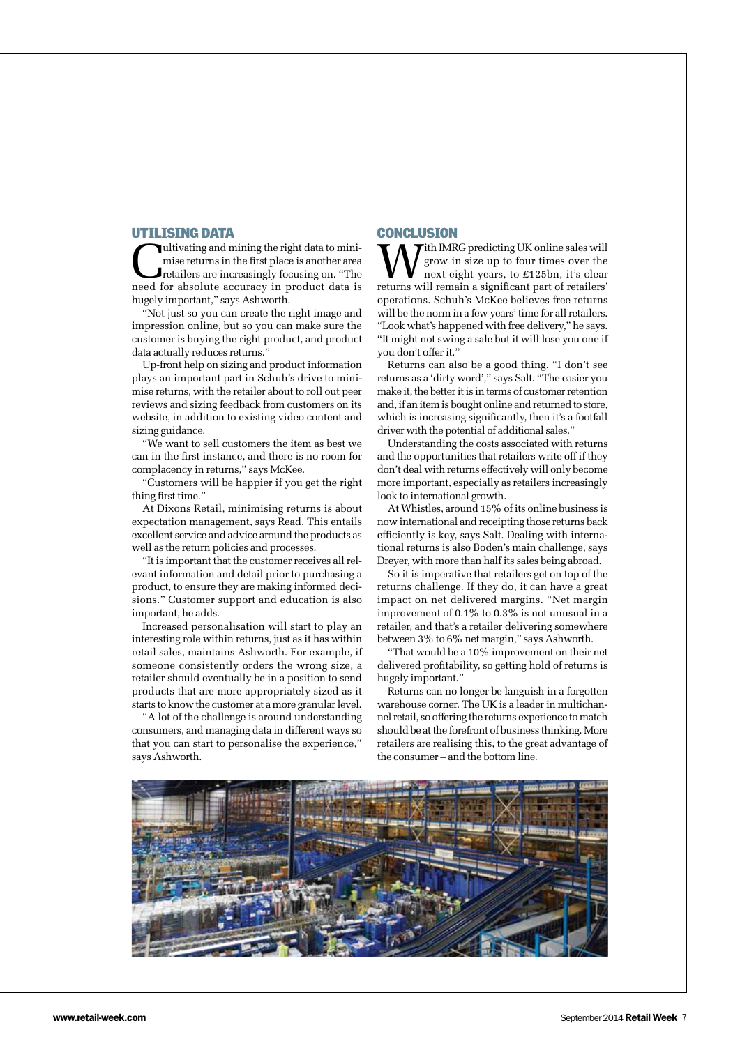## UTILISING DATA

Cultivating and mining the right data to minimise returns in the first place is another area retailers are increasingly focusing on. "The need for absolute accuracy in product data is hugely important," says Ashworth.

"Not just so you can create the right image and impression online, but so you can make sure the customer is buying the right product, and product data actually reduces returns."

Up-front help on sizing and product information plays an important part in Schuh's drive to minimise returns, with the retailer about to roll out peer reviews and sizing feedback from customers on its website, in addition to existing video content and sizing guidance.

"We want to sell customers the item as best we can in the first instance, and there is no room for complacency in returns," says McKee.

"Customers will be happier if you get the right thing first time."

At Dixons Retail, minimising returns is about expectation management, says Read. This entails excellent service and advice around the products as well as the return policies and processes.

"It is important that the customer receives all relevant information and detail prior to purchasing a product, to ensure they are making informed decisions." Customer support and education is also important, he adds.

Increased personalisation will start to play an interesting role within returns, just as it has within retail sales, maintains Ashworth. For example, if someone consistently orders the wrong size, a retailer should eventually be in a position to send products that are more appropriately sized as it starts to know the customer at a more granular level.

"A lot of the challenge is around understanding consumers, and managing data in different ways so that you can start to personalise the experience," says Ashworth.

## CONCLUSION

With IMRG predicting UK online sales will grow in size up to four times over the next eight years, to £125bn, it's clear returns will remain a significant part of retailers' operations. Schuh's McKee believes free returns will be the norm in a few years' time for all retailers. "Look what's happened with free delivery," he says. "It might not swing a sale but it will lose you one if you don't offer it."

Returns can also be a good thing. "I don't see returns as a 'dirty word'," says Salt. "The easier you make it, the better it is in terms of customer retention and, if an item is bought online and returned to store, which is increasing significantly, then it's a footfall driver with the potential of additional sales."

Understanding the costs associated with returns and the opportunities that retailers write off if they don't deal with returns effectively will only become more important, especially as retailers increasingly look to international growth.

At Whistles, around 15% of its online business is now international and receipting those returns back efficiently is key, says Salt. Dealing with international returns is also Boden's main challenge, says Dreyer, with more than half its sales being abroad.

So it is imperative that retailers get on top of the returns challenge. If they do, it can have a great impact on net delivered margins. "Net margin improvement of 0.1% to 0.3% is not unusual in a retailer, and that's a retailer delivering somewhere between 3% to 6% net margin," says Ashworth.

"That would be a 10% improvement on their net delivered profitability, so getting hold of returns is hugely important."

Returns can no longer be languish in a forgotten warehouse corner. The UK is a leader in multichannel retail, so offering the returns experience to match should be at the forefront of business thinking. More retailers are realising this, to the great advantage of the consumer – and the bottom line.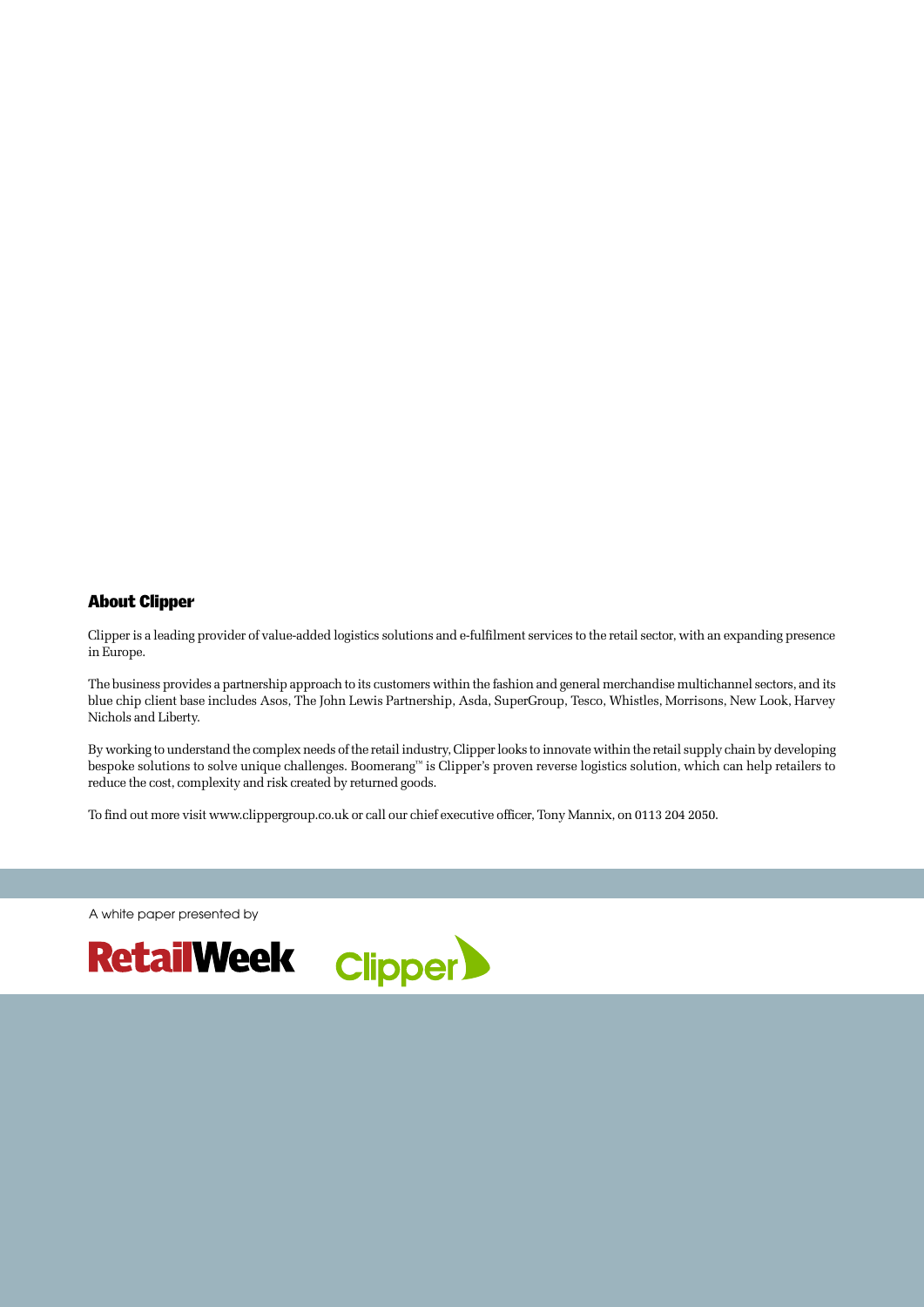## About Clipper

Clipper is a leading provider of value-added logistics solutions and e-fulfilment services to the retail sector, with an expanding presence in Europe.

The business provides a partnership approach to its customers within the fashion and general merchandise multichannel sectors, and its blue chip client base includes Asos, The John Lewis Partnership, Asda, SuperGroup, Tesco, Whistles, Morrisons, New Look, Harvey Nichols and Liberty.

By working to understand the complex needs of the retail industry, Clipper looks to innovate within the retail supply chain by developing bespoke solutions to solve unique challenges. Boomerang™ is Clipper's proven reverse logistics solution, which can help retailers to reduce the cost, complexity and risk created by returned goods.

To find out more visit www.clippergroup.co.uk or call our chief executive officer, Tony Mannix, on 0113 204 2050.

A white paper presented by

RetailWeek Clipper